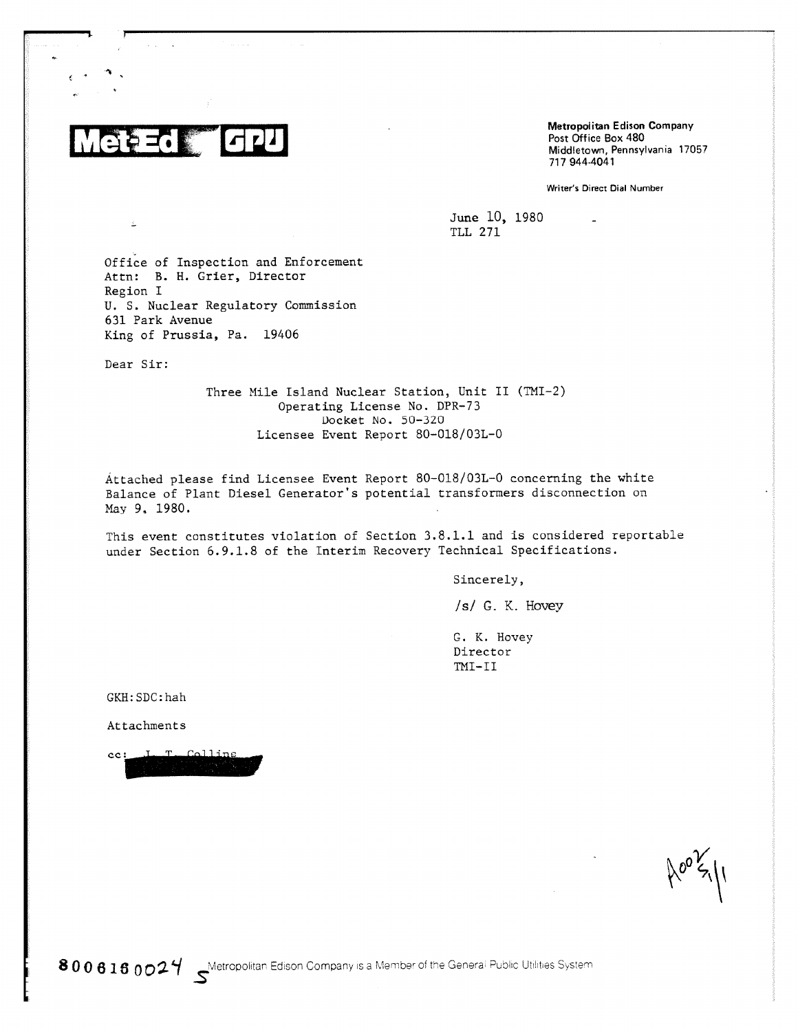Met-Ed GPU

**Metropolitan Edison Company**
Post Office Box 480
Middletown, Pennsylvania 17057
717 944-4041

Writer's Direct Dial Number

June 10, 1980
TLL 271

Office of Inspection and Enforcement
Attn: B. H. Grier, Director
Region I
U. S. Nuclear Regulatory Commission
631 Park Avenue
King of Prussia, Pa. 19406

Dear Sir:

Three Mile Island Nuclear Station, Unit II (TMI-2)
Operating License No. DPR-73
Docket No. 50-320
Licensee Event Report 80-018/03L-0

Attached please find Licensee Event Report 80-018/03L-0 concerning the white Balance of Plant Diesel Generator's potential transformers disconnection on May 9, 1980.

This event constitutes violation of Section 3.8.1.1 and is considered reportable under Section 6.9.1.8 of the Interim Recovery Technical Specifications.

Sincerely,

/s/ G. K. Hovey

G. K. Hovey
Director
TMI-II

GKH:SDC:hah

Attachments

cc: J. T. Collins

8006160024

Metropolitan Edison Company is a Member of the General Public Utilities System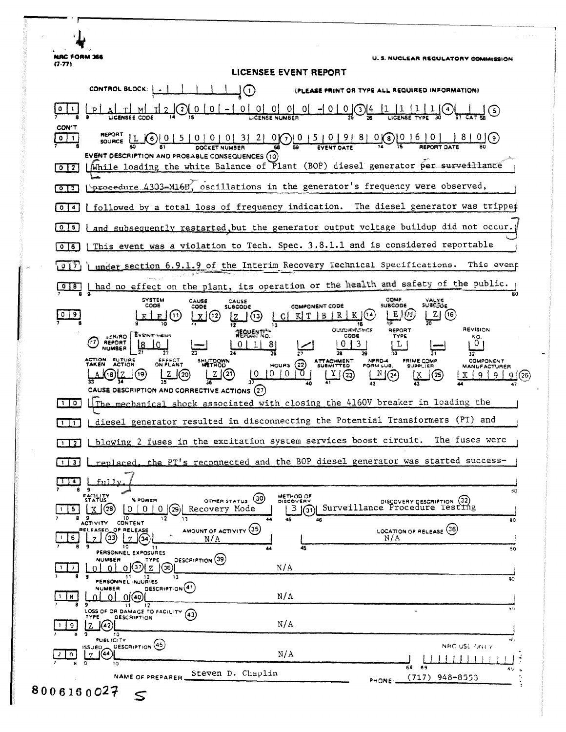NRC FORM 366
(7-77)

U. S. NUCLEAR REGULATORY COMMISSION

# LICENSEE EVENT REPORT

CONTROL BLOCK: [ - | | | | | ] (1) (PLEASE PRINT OR TYPE ALL REQUIRED INFORMATION)

**01** LICENSEE CODE: P A T M I 2 (2) LICENSE NUMBER: 0 0 - 0 0 0 0 0 - 0 0 (3) LICENSE TYPE: 4 1 1 1 1 (4) CAT: (5)

**CON'T 01** REPORT SOURCE: L (6) DOCKET NUMBER: 0 5 0 0 0 3 2 0 (7) EVENT DATE: 0 5 0 9 8 0 (8) REPORT DATE: 0 6 1 0 8 0 (9)

## EVENT DESCRIPTION AND PROBABLE CONSEQUENCES (10)

**02** While loading the white Balance of Plant (BOP) diesel generator per surveillance
**03** procedure 4303-M16D, oscillations in the generator's frequency were observed,
**04** followed by a total loss of frequency indication. The diesel generator was tripped
**05** and subsequently restarted, but the generator output voltage buildup did not occur.
**06** This event was a violation to Tech. Spec. 3.8.1.1 and is considered reportable
**07** under section 6.9.1.9 of the Interim Recovery Technical Specifications. This event
**08** had no effect on the plant, its operation or the health and safety of the public.

**09**

| SYSTEM CODE | CAUSE CODE | CAUSE SUBCODE | COMPONENT CODE | COMP SUBCODE | VALVE SUBCODE |
|---|---|---|---|---|---|
| E E (11) | X (12) | Z (13) | C K T B R K (14) | E (15) | Z (16) |

(17) LER/RO REPORT NUMBER

| EVENT YEAR | | SEQUENTIAL REPORT NO. | | OCCURRENCE CODE | REPORT TYPE | | REVISION NO. |
|---|---|---|---|---|---|---|---|
| 8 0 | — | 0 1 8 | / | 0 3 | L | — | 0 |

| ACTION TAKEN | FUTURE ACTION | EFFECT ON PLANT | SHUTDOWN METHOD | HOURS (22) | ATTACHMENT SUBMITTED | NPRD-4 FORM SUB. | PRIME COMP. SUPPLIER | COMPONENT MANUFACTURER |
|---|---|---|---|---|---|---|---|---|
| A (18) | Z (19) | Z (20) | Z (21) | 0 0 0 0 | Y (23) | N (24) | X (25) | X 9 9 9 (26) |

## CAUSE DESCRIPTION AND CORRECTIVE ACTIONS (27)

**10** The mechanical shock associated with closing the 4160V breaker in loading the
**11** diesel generator resulted in disconnecting the Potential Transformers (PT) and
**12** blowing 2 fuses in the excitation system services boost circuit. The fuses were
**13** replaced, the PT's reconnected and the BOP diesel generator was started success-
**14** fully.

| | FACILITY STATUS | % POWER | OTHER STATUS (30) | METHOD OF DISCOVERY | DISCOVERY DESCRIPTION (32) |
|---|---|---|---|---|---|
| **15** | X (28) | 0 0 0 (29) | Recovery Mode | B (31) | Surveillance Procedure Testing |

| | ACTIVITY RELEASED | CONTENT OF RELEASE | AMOUNT OF ACTIVITY (35) | LOCATION OF RELEASE (36) |
|---|---|---|---|---|
| **16** | Z (33) | Z (34) | N/A | N/A |

PERSONNEL EXPOSURES

| | NUMBER | TYPE | DESCRIPTION (39) |
|---|---|---|---|
| **17** | 0 0 0 (37) | Z (38) | N/A |

PERSONNEL INJURIES

| | NUMBER | DESCRIPTION (41) |
|---|---|---|
| **18** | 0 0 0 (40) | N/A |

LOSS OF OR DAMAGE TO FACILITY (43)

| | TYPE | DESCRIPTION |
|---|---|---|
| **19** | Z (42) | N/A |

PUBLICITY

| | ISSUED | DESCRIPTION (45) | NRC USE ONLY |
|---|---|---|---|
| **20** | Z (44) | N/A | |

NAME OF PREPARER: Steven D. Chaplin PHONE: (717) 948-8553

8006160027 S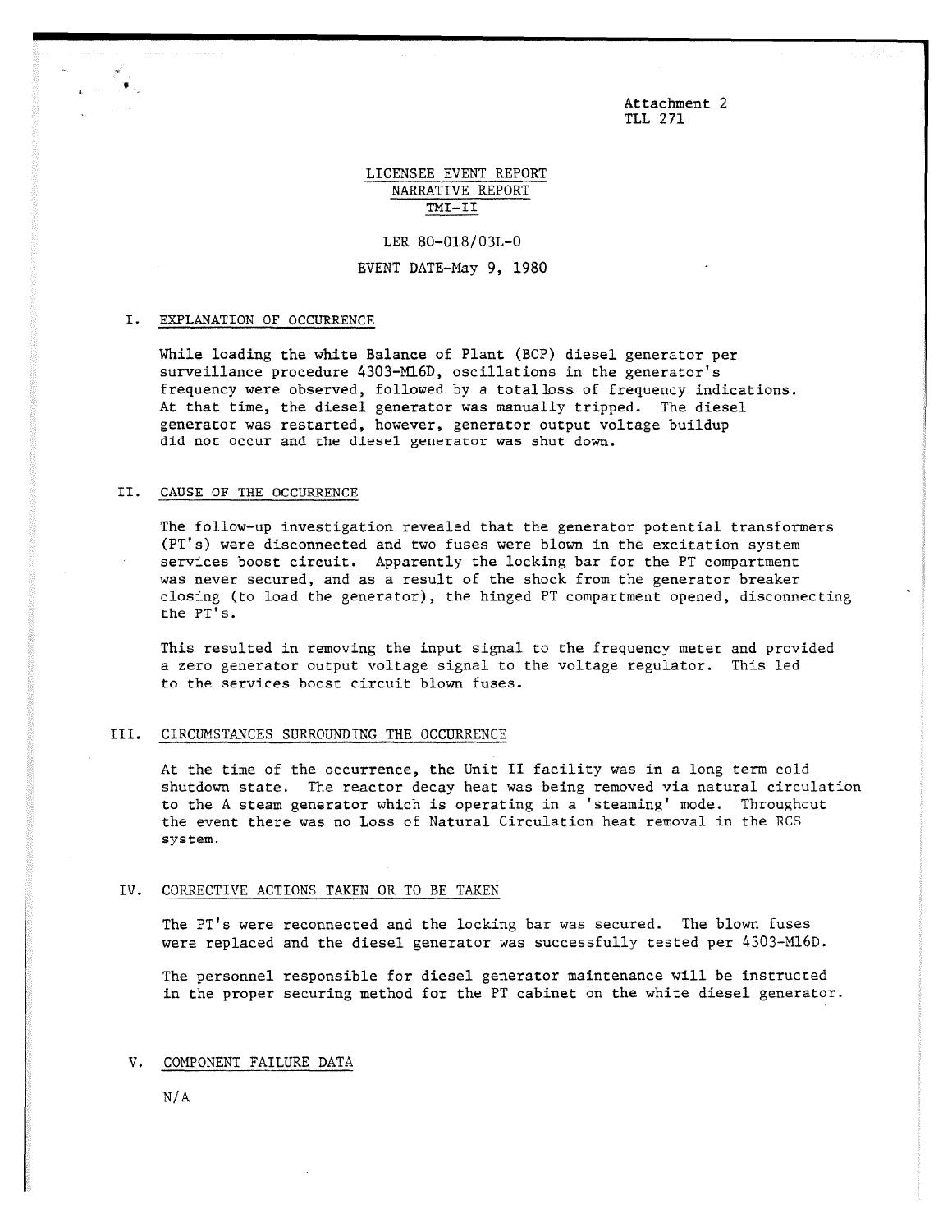Attachment 2
TLL 271

# LICENSEE EVENT REPORT
## NARRATIVE REPORT
## TMI-II

LER 80-018/03L-0

EVENT DATE-May 9, 1980

## I. EXPLANATION OF OCCURRENCE

While loading the white Balance of Plant (BOP) diesel generator per surveillance procedure 4303-M16D, oscillations in the generator's frequency were observed, followed by a total loss of frequency indications. At that time, the diesel generator was manually tripped. The diesel generator was restarted, however, generator output voltage buildup did not occur and the diesel generator was shut down.

## II. CAUSE OF THE OCCURRENCE

The follow-up investigation revealed that the generator potential transformers (PT's) were disconnected and two fuses were blown in the excitation system services boost circuit. Apparently the locking bar for the PT compartment was never secured, and as a result of the shock from the generator breaker closing (to load the generator), the hinged PT compartment opened, disconnecting the PT's.

This resulted in removing the input signal to the frequency meter and provided a zero generator output voltage signal to the voltage regulator. This led to the services boost circuit blown fuses.

## III. CIRCUMSTANCES SURROUNDING THE OCCURRENCE

At the time of the occurrence, the Unit II facility was in a long term cold shutdown state. The reactor decay heat was being removed via natural circulation to the A steam generator which is operating in a 'steaming' mode. Throughout the event there was no Loss of Natural Circulation heat removal in the RCS system.

## IV. CORRECTIVE ACTIONS TAKEN OR TO BE TAKEN

The PT's were reconnected and the locking bar was secured. The blown fuses were replaced and the diesel generator was successfully tested per 4303-M16D.

The personnel responsible for diesel generator maintenance will be instructed in the proper securing method for the PT cabinet on the white diesel generator.

## V. COMPONENT FAILURE DATA

N/A